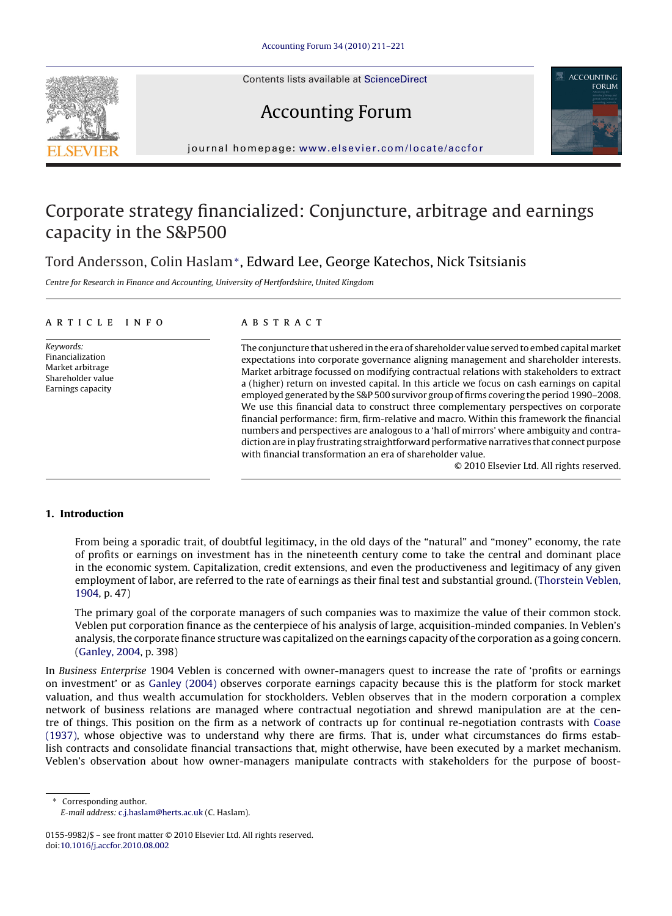# Corporate strategy financialized: Conjuncture, arbitrage and earnings capacity in the S&P500

Tord Andersson, Colin Haslam*, Edward Lee, George Katechos, Nick Tsitsianis

*Centre for Research in Finance and Accounting, University of Hertfordshire, United Kingdom*

## ARTICLE INFO

*Keywords:*
Financialization
Market arbitrage
Shareholder value
Earnings capacity

## ABSTRACT

The conjuncture that ushered in the era of shareholder value served to embed capital market expectations into corporate governance aligning management and shareholder interests. Market arbitrage focussed on modifying contractual relations with stakeholders to extract a (higher) return on invested capital. In this article we focus on cash earnings on capital employed generated by the S&P 500 survivor group of firms covering the period 1990–2008. We use this financial data to construct three complementary perspectives on corporate financial performance: firm, firm-relative and macro. Within this framework the financial numbers and perspectives are analogous to a 'hall of mirrors' where ambiguity and contradiction are in play frustrating straightforward performative narratives that connect purpose with financial transformation an era of shareholder value.

© 2010 Elsevier Ltd. All rights reserved.

## 1. Introduction

> From being a sporadic trait, of doubtful legitimacy, in the old days of the "natural" and "money" economy, the rate of profits or earnings on investment has in the nineteenth century come to take the central and dominant place in the economic system. Capitalization, credit extensions, and even the productiveness and legitimacy of any given employment of labor, are referred to the rate of earnings as their final test and substantial ground. (Thorstein Veblen, 1904, p. 47)

> The primary goal of the corporate managers of such companies was to maximize the value of their common stock. Veblen put corporation finance as the centerpiece of his analysis of large, acquisition-minded companies. In Veblen's analysis, the corporate finance structure was capitalized on the earnings capacity of the corporation as a going concern. (Ganley, 2004, p. 398)

In *Business Enterprise* 1904 Veblen is concerned with owner-managers quest to increase the rate of 'profits or earnings on investment' or as Ganley (2004) observes corporate earnings capacity because this is the platform for stock market valuation, and thus wealth accumulation for stockholders. Veblen observes that in the modern corporation a complex network of business relations are managed where contractual negotiation and shrewd manipulation are at the centre of things. This position on the firm as a network of contracts up for continual re-negotiation contrasts with Coase (1937), whose objective was to understand why there are firms. That is, under what circumstances do firms establish contracts and consolidate financial transactions that, might otherwise, have been executed by a market mechanism. Veblen's observation about how owner-managers manipulate contracts with stakeholders for the purpose of boost-

---

* Corresponding author.
*E-mail address:* c.j.haslam@herts.ac.uk (C. Haslam).

0155-9982/$ – see front matter © 2010 Elsevier Ltd. All rights reserved.
doi:10.1016/j.accfor.2010.08.002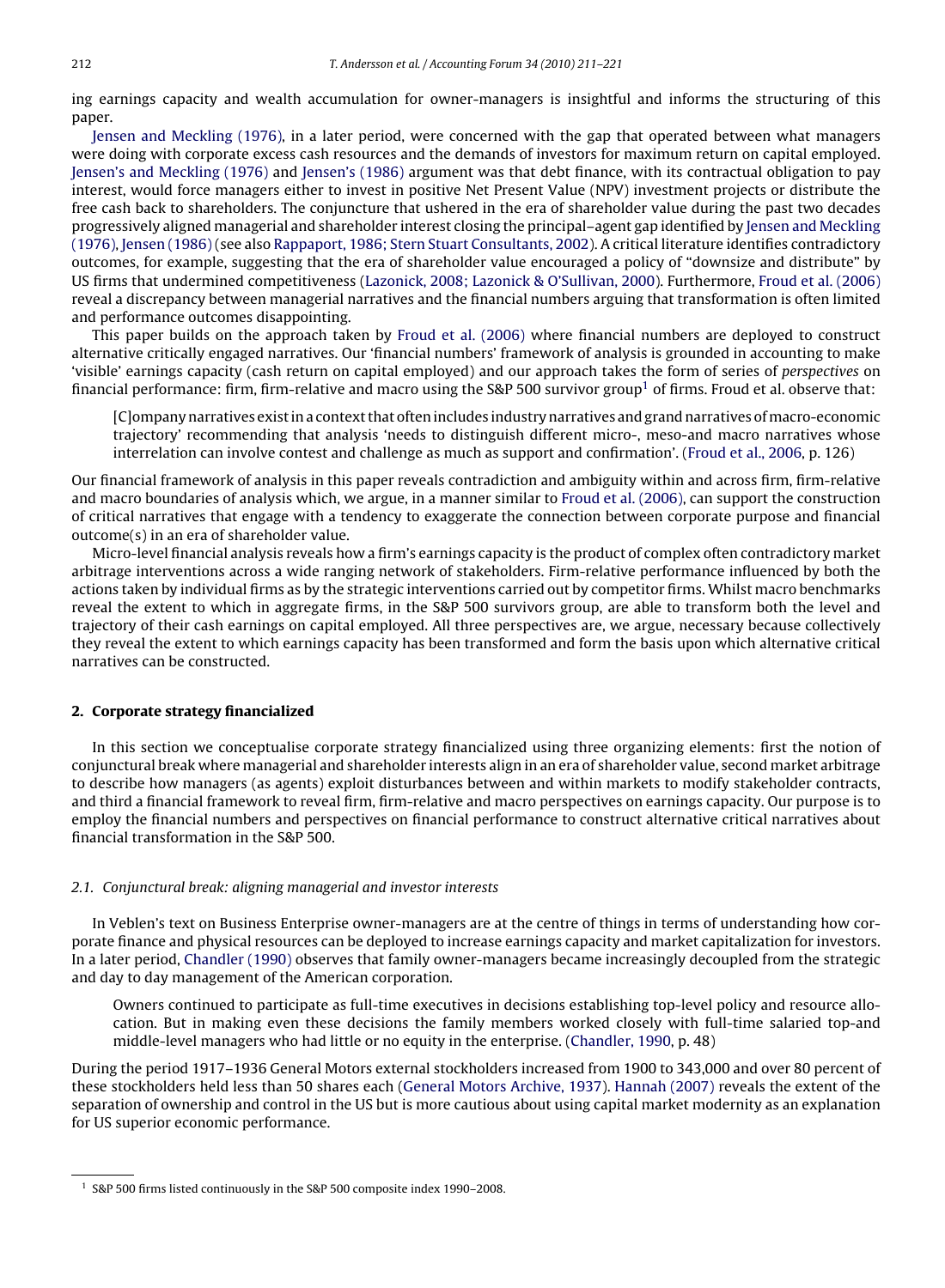ing earnings capacity and wealth accumulation for owner-managers is insightful and informs the structuring of this paper.

Jensen and Meckling (1976), in a later period, were concerned with the gap that operated between what managers were doing with corporate excess cash resources and the demands of investors for maximum return on capital employed. Jensen's and Meckling (1976) and Jensen's (1986) argument was that debt finance, with its contractual obligation to pay interest, would force managers either to invest in positive Net Present Value (NPV) investment projects or distribute the free cash back to shareholders. The conjuncture that ushered in the era of shareholder value during the past two decades progressively aligned managerial and shareholder interest closing the principal–agent gap identified by Jensen and Meckling (1976), Jensen (1986) (see also Rappaport, 1986; Stern Stuart Consultants, 2002). A critical literature identifies contradictory outcomes, for example, suggesting that the era of shareholder value encouraged a policy of "downsize and distribute" by US firms that undermined competitiveness (Lazonick, 2008; Lazonick & O'Sullivan, 2000). Furthermore, Froud et al. (2006) reveal a discrepancy between managerial narratives and the financial numbers arguing that transformation is often limited and performance outcomes disappointing.

This paper builds on the approach taken by Froud et al. (2006) where financial numbers are deployed to construct alternative critically engaged narratives. Our 'financial numbers' framework of analysis is grounded in accounting to make 'visible' earnings capacity (cash return on capital employed) and our approach takes the form of series of *perspectives* on financial performance: firm, firm-relative and macro using the S&P 500 survivor group[1] of firms. Froud et al. observe that:

> [C]ompany narratives exist in a context that often includes industry narratives and grand narratives of macro-economic trajectory' recommending that analysis 'needs to distinguish different micro-, meso-and macro narratives whose interrelation can involve contest and challenge as much as support and confirmation'. (Froud et al., 2006, p. 126)

Our financial framework of analysis in this paper reveals contradiction and ambiguity within and across firm, firm-relative and macro boundaries of analysis which, we argue, in a manner similar to Froud et al. (2006), can support the construction of critical narratives that engage with a tendency to exaggerate the connection between corporate purpose and financial outcome(s) in an era of shareholder value.

Micro-level financial analysis reveals how a firm's earnings capacity is the product of complex often contradictory market arbitrage interventions across a wide ranging network of stakeholders. Firm-relative performance influenced by both the actions taken by individual firms as by the strategic interventions carried out by competitor firms. Whilst macro benchmarks reveal the extent to which in aggregate firms, in the S&P 500 survivors group, are able to transform both the level and trajectory of their cash earnings on capital employed. All three perspectives are, we argue, necessary because collectively they reveal the extent to which earnings capacity has been transformed and form the basis upon which alternative critical narratives can be constructed.

## 2. Corporate strategy financialized

In this section we conceptualise corporate strategy financialized using three organizing elements: first the notion of conjunctural break where managerial and shareholder interests align in an era of shareholder value, second market arbitrage to describe how managers (as agents) exploit disturbances between and within markets to modify stakeholder contracts, and third a financial framework to reveal firm, firm-relative and macro perspectives on earnings capacity. Our purpose is to employ the financial numbers and perspectives on financial performance to construct alternative critical narratives about financial transformation in the S&P 500.

### 2.1. Conjunctural break: aligning managerial and investor interests

In Veblen's text on Business Enterprise owner-managers are at the centre of things in terms of understanding how corporate finance and physical resources can be deployed to increase earnings capacity and market capitalization for investors. In a later period, Chandler (1990) observes that family owner-managers became increasingly decoupled from the strategic and day to day management of the American corporation.

> Owners continued to participate as full-time executives in decisions establishing top-level policy and resource allocation. But in making even these decisions the family members worked closely with full-time salaried top-and middle-level managers who had little or no equity in the enterprise. (Chandler, 1990, p. 48)

During the period 1917–1936 General Motors external stockholders increased from 1900 to 343,000 and over 80 percent of these stockholders held less than 50 shares each (General Motors Archive, 1937). Hannah (2007) reveals the extent of the separation of ownership and control in the US but is more cautious about using capital market modernity as an explanation for US superior economic performance.

[1] S&P 500 firms listed continuously in the S&P 500 composite index 1990–2008.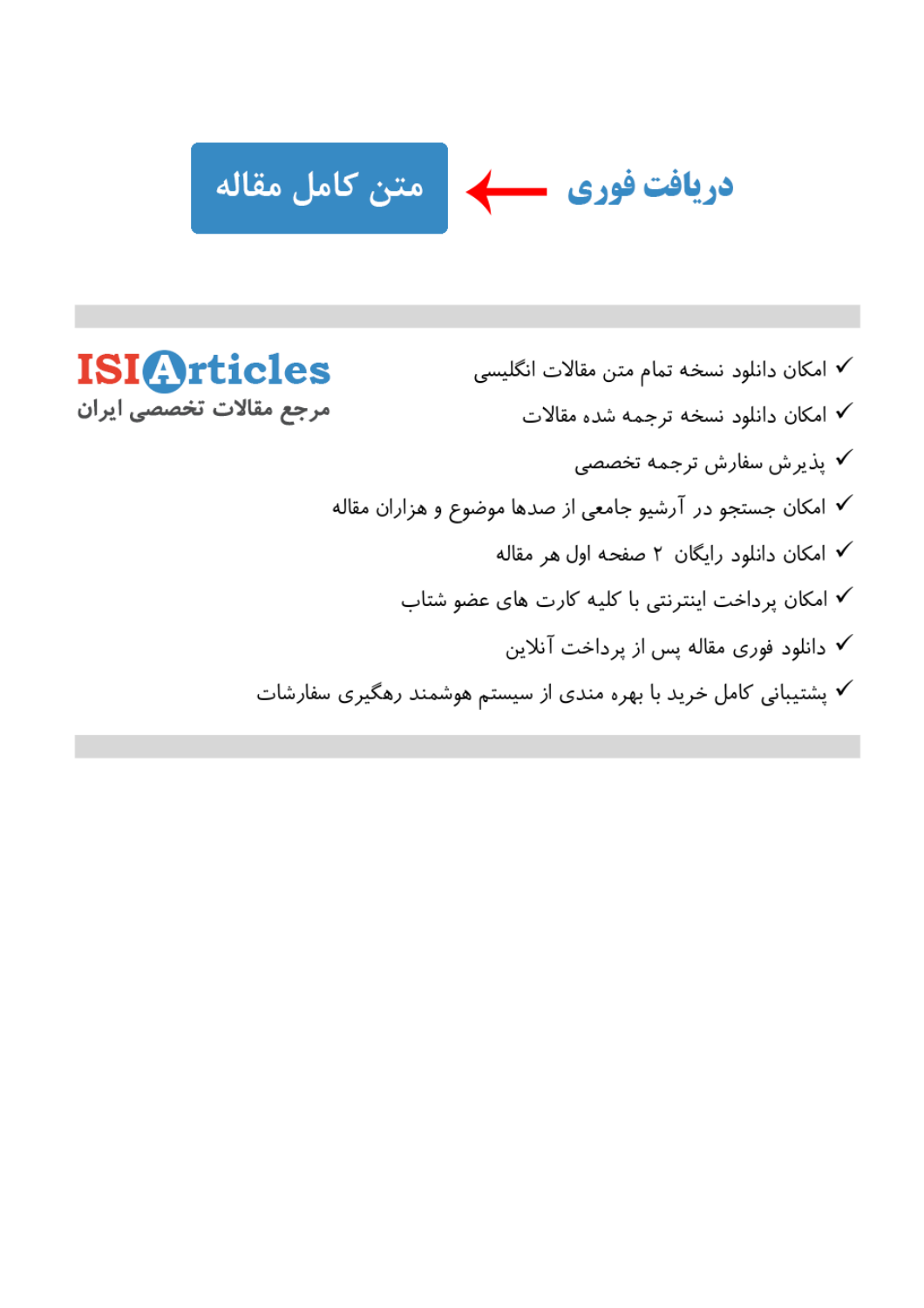دریافت فوری ← متن کامل مقاله

**ISIArticles**
مرجع مقالات تخصصی ایران

- ✓ امکان دانلود نسخه تمام متن مقالات انگلیسی
- ✓ امکان دانلود نسخه ترجمه شده مقالات
- ✓ پذیرش سفارش ترجمه تخصصی
- ✓ امکان جستجو در آرشیو جامعی از صدها موضوع و هزاران مقاله
- ✓ امکان دانلود رایگان ۲ صفحه اول هر مقاله
- ✓ امکان پرداخت اینترنتی با کلیه کارت های عضو شتاب
- ✓ دانلود فوری مقاله پس از پرداخت آنلاین
- ✓ پشتیبانی کامل خرید با بهره مندی از سیستم هوشمند رهگیری سفارشات